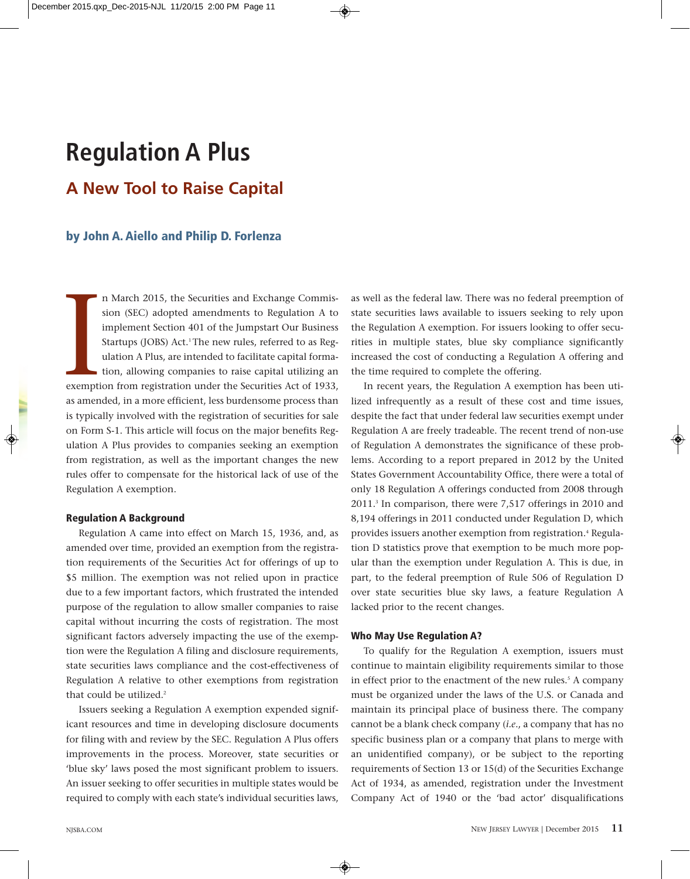# Regulation A Plus

## A New Tool to Raise Capital

### by John A. Aiello and Philip D. Forlenza

In March 2015, the Securities and Exchange Commission (SEC) adopted amendments to Regulation A to implement Section 401 of the Jumpstart Our Business Startups (JOBS) Act.[1] The new rules, referred to as Regulation A Plus, are intended to facilitate capital formation, allowing companies to raise capital utilizing an exemption from registration under the Securities Act of 1933, as amended, in a more efficient, less burdensome process than is typically involved with the registration of securities for sale on Form S-1. This article will focus on the major benefits Regulation A Plus provides to companies seeking an exemption from registration, as well as the important changes the new rules offer to compensate for the historical lack of use of the Regulation A exemption.

**Regulation A Background**

Regulation A came into effect on March 15, 1936, and, as amended over time, provided an exemption from the registration requirements of the Securities Act for offerings of up to $5 million. The exemption was not relied upon in practice due to a few important factors, which frustrated the intended purpose of the regulation to allow smaller companies to raise capital without incurring the costs of registration. The most significant factors adversely impacting the use of the exemption were the Regulation A filing and disclosure requirements, state securities laws compliance and the cost-effectiveness of Regulation A relative to other exemptions from registration that could be utilized.[2]

Issuers seeking a Regulation A exemption expended significant resources and time in developing disclosure documents for filing with and review by the SEC. Regulation A Plus offers improvements in the process. Moreover, state securities or 'blue sky' laws posed the most significant problem to issuers. An issuer seeking to offer securities in multiple states would be required to comply with each state's individual securities laws, as well as the federal law. There was no federal preemption of state securities laws available to issuers seeking to rely upon the Regulation A exemption. For issuers looking to offer securities in multiple states, blue sky compliance significantly increased the cost of conducting a Regulation A offering and the time required to complete the offering.

In recent years, the Regulation A exemption has been utilized infrequently as a result of these cost and time issues, despite the fact that under federal law securities exempt under Regulation A are freely tradeable. The recent trend of non-use of Regulation A demonstrates the significance of these problems. According to a report prepared in 2012 by the United States Government Accountability Office, there were a total of only 18 Regulation A offerings conducted from 2008 through 2011.[3] In comparison, there were 7,517 offerings in 2010 and 8,194 offerings in 2011 conducted under Regulation D, which provides issuers another exemption from registration.[4] Regulation D statistics prove that exemption to be much more popular than the exemption under Regulation A. This is due, in part, to the federal preemption of Rule 506 of Regulation D over state securities blue sky laws, a feature Regulation A lacked prior to the recent changes.

**Who May Use Regulation A?**

To qualify for the Regulation A exemption, issuers must continue to maintain eligibility requirements similar to those in effect prior to the enactment of the new rules.[5] A company must be organized under the laws of the U.S. or Canada and maintain its principal place of business there. The company cannot be a blank check company (*i.e.*, a company that has no specific business plan or a company that plans to merge with an unidentified company), or be subject to the reporting requirements of Section 13 or 15(d) of the Securities Exchange Act of 1934, as amended, registration under the Investment Company Act of 1940 or the 'bad actor' disqualifications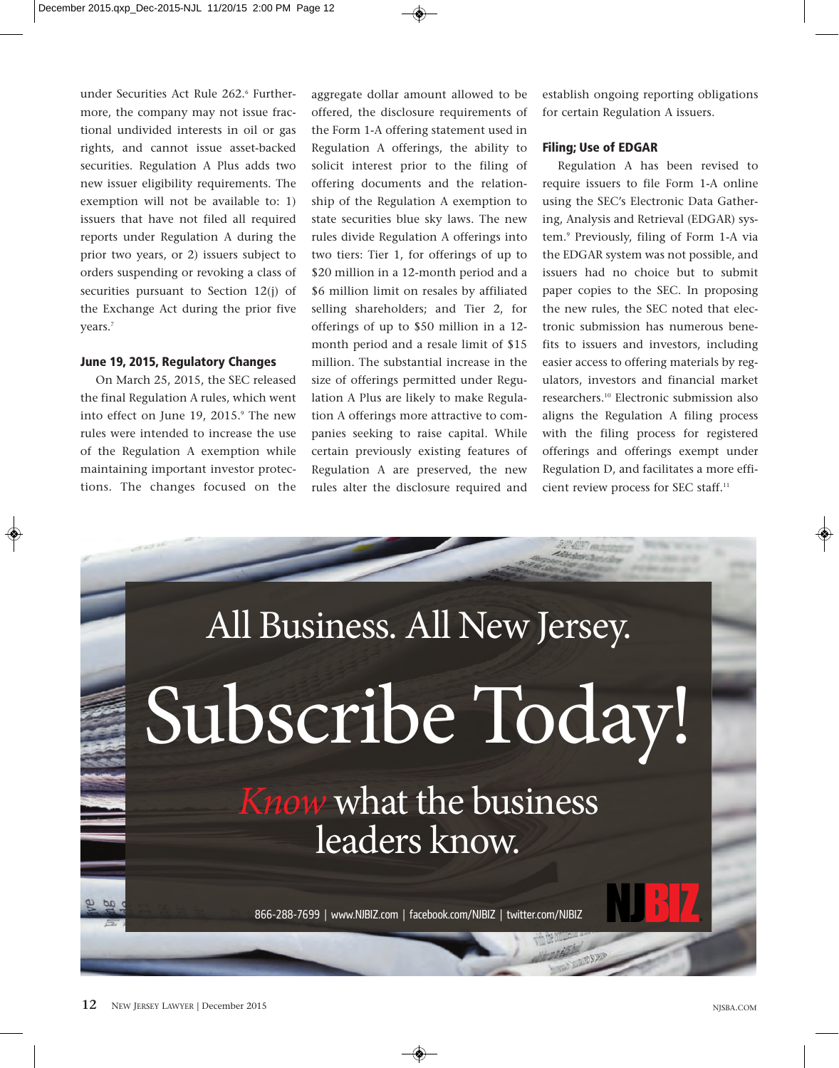under Securities Act Rule 262.[6] Furthermore, the company may not issue fractional undivided interests in oil or gas rights, and cannot issue asset-backed securities. Regulation A Plus adds two new issuer eligibility requirements. The exemption will not be available to: 1) issuers that have not filed all required reports under Regulation A during the prior two years, or 2) issuers subject to orders suspending or revoking a class of securities pursuant to Section 12(j) of the Exchange Act during the prior five years.[7]

### June 19, 2015, Regulatory Changes

On March 25, 2015, the SEC released the final Regulation A rules, which went into effect on June 19, 2015.[9] The new rules were intended to increase the use of the Regulation A exemption while maintaining important investor protections. The changes focused on the aggregate dollar amount allowed to be offered, the disclosure requirements of the Form 1-A offering statement used in Regulation A offerings, the ability to solicit interest prior to the filing of offering documents and the relationship of the Regulation A exemption to state securities blue sky laws. The new rules divide Regulation A offerings into two tiers: Tier 1, for offerings of up to $20 million in a 12-month period and a $6 million limit on resales by affiliated selling shareholders; and Tier 2, for offerings of up to $50 million in a 12-month period and a resale limit of $15 million. The substantial increase in the size of offerings permitted under Regulation A Plus are likely to make Regulation A offerings more attractive to companies seeking to raise capital. While certain previously existing features of Regulation A are preserved, the new rules alter the disclosure required and establish ongoing reporting obligations for certain Regulation A issuers.

### Filing; Use of EDGAR

Regulation A has been revised to require issuers to file Form 1-A online using the SEC's Electronic Data Gathering, Analysis and Retrieval (EDGAR) system.[9] Previously, filing of Form 1-A via the EDGAR system was not possible, and issuers had no choice but to submit paper copies to the SEC. In proposing the new rules, the SEC noted that electronic submission has numerous benefits to issuers and investors, including easier access to offering materials by regulators, investors and financial market researchers.[10] Electronic submission also aligns the Regulation A filing process with the filing process for registered offerings and offerings exempt under Regulation D, and facilitates a more efficient review process for SEC staff.[11]

All Business. All New Jersey.

Subscribe Today!

*Know* what the business leaders know.

866-288-7699 | www.NJBIZ.com | facebook.com/NJBIZ | twitter.com/NJBIZ

NJBIZ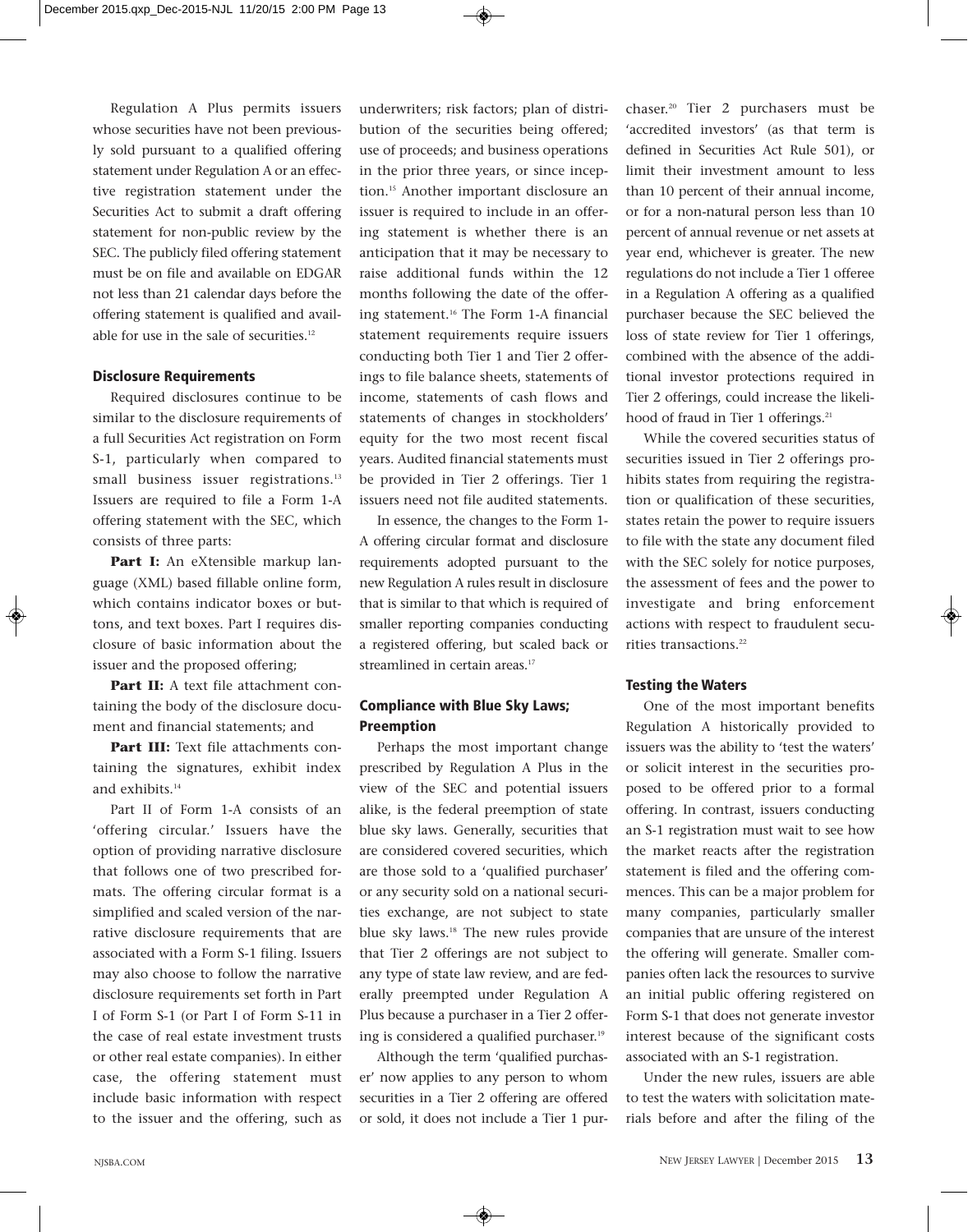Regulation A Plus permits issuers whose securities have not been previously sold pursuant to a qualified offering statement under Regulation A or an effective registration statement under the Securities Act to submit a draft offering statement for non-public review by the SEC. The publicly filed offering statement must be on file and available on EDGAR not less than 21 calendar days before the offering statement is qualified and available for use in the sale of securities.[12]

### Disclosure Requirements

Required disclosures continue to be similar to the disclosure requirements of a full Securities Act registration on Form S-1, particularly when compared to small business issuer registrations.[13] Issuers are required to file a Form 1-A offering statement with the SEC, which consists of three parts:

**Part I:** An eXtensible markup language (XML) based fillable online form, which contains indicator boxes or buttons, and text boxes. Part I requires disclosure of basic information about the issuer and the proposed offering;

**Part II:** A text file attachment containing the body of the disclosure document and financial statements; and

**Part III:** Text file attachments containing the signatures, exhibit index and exhibits.[14]

Part II of Form 1-A consists of an 'offering circular.' Issuers have the option of providing narrative disclosure that follows one of two prescribed formats. The offering circular format is a simplified and scaled version of the narrative disclosure requirements that are associated with a Form S-1 filing. Issuers may also choose to follow the narrative disclosure requirements set forth in Part I of Form S-1 (or Part I of Form S-11 in the case of real estate investment trusts or other real estate companies). In either case, the offering statement must include basic information with respect to the issuer and the offering, such as underwriters; risk factors; plan of distribution of the securities being offered; use of proceeds; and business operations in the prior three years, or since inception.[15] Another important disclosure an issuer is required to include in an offering statement is whether there is an anticipation that it may be necessary to raise additional funds within the 12 months following the date of the offering statement.[16] The Form 1-A financial statement requirements require issuers conducting both Tier 1 and Tier 2 offerings to file balance sheets, statements of income, statements of cash flows and statements of changes in stockholders' equity for the two most recent fiscal years. Audited financial statements must be provided in Tier 2 offerings. Tier 1 issuers need not file audited statements.

In essence, the changes to the Form 1-A offering circular format and disclosure requirements adopted pursuant to the new Regulation A rules result in disclosure that is similar to that which is required of smaller reporting companies conducting a registered offering, but scaled back or streamlined in certain areas.[17]

### Compliance with Blue Sky Laws; Preemption

Perhaps the most important change prescribed by Regulation A Plus in the view of the SEC and potential issuers alike, is the federal preemption of state blue sky laws. Generally, securities that are considered covered securities, which are those sold to a 'qualified purchaser' or any security sold on a national securities exchange, are not subject to state blue sky laws.[18] The new rules provide that Tier 2 offerings are not subject to any type of state law review, and are federally preempted under Regulation A Plus because a purchaser in a Tier 2 offering is considered a qualified purchaser.[19]

Although the term 'qualified purchaser' now applies to any person to whom securities in a Tier 2 offering are offered or sold, it does not include a Tier 1 purchaser.[20] Tier 2 purchasers must be 'accredited investors' (as that term is defined in Securities Act Rule 501), or limit their investment amount to less than 10 percent of their annual income, or for a non-natural person less than 10 percent of annual revenue or net assets at year end, whichever is greater. The new regulations do not include a Tier 1 offeree in a Regulation A offering as a qualified purchaser because the SEC believed the loss of state review for Tier 1 offerings, combined with the absence of the additional investor protections required in Tier 2 offerings, could increase the likelihood of fraud in Tier 1 offerings.[21]

While the covered securities status of securities issued in Tier 2 offerings prohibits states from requiring the registration or qualification of these securities, states retain the power to require issuers to file with the state any document filed with the SEC solely for notice purposes, the assessment of fees and the power to investigate and bring enforcement actions with respect to fraudulent securities transactions.[22]

### Testing the Waters

One of the most important benefits Regulation A historically provided to issuers was the ability to 'test the waters' or solicit interest in the securities proposed to be offered prior to a formal offering. In contrast, issuers conducting an S-1 registration must wait to see how the market reacts after the registration statement is filed and the offering commences. This can be a major problem for many companies, particularly smaller companies that are unsure of the interest the offering will generate. Smaller companies often lack the resources to survive an initial public offering registered on Form S-1 that does not generate investor interest because of the significant costs associated with an S-1 registration.

Under the new rules, issuers are able to test the waters with solicitation materials before and after the filing of the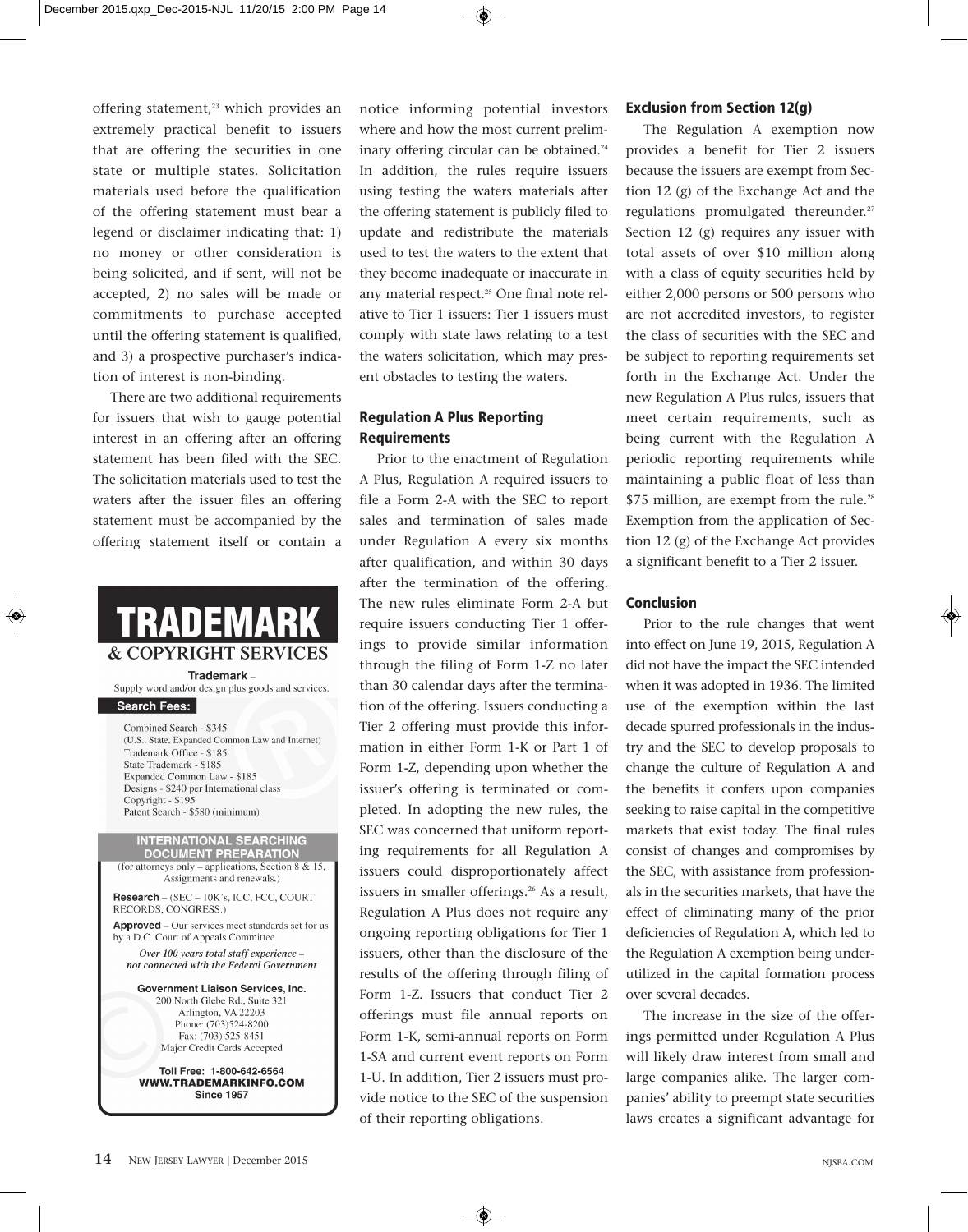offering statement,[23] which provides an extremely practical benefit to issuers that are offering the securities in one state or multiple states. Solicitation materials used before the qualification of the offering statement must bear a legend or disclaimer indicating that: 1) no money or other consideration is being solicited, and if sent, will not be accepted, 2) no sales will be made or commitments to purchase accepted until the offering statement is qualified, and 3) a prospective purchaser's indication of interest is non-binding.

There are two additional requirements for issuers that wish to gauge potential interest in an offering after an offering statement has been filed with the SEC. The solicitation materials used to test the waters after the issuer files an offering statement must be accompanied by the offering statement itself or contain a notice informing potential investors where and how the most current preliminary offering circular can be obtained.[24] In addition, the rules require issuers using testing the waters materials after the offering statement is publicly filed to update and redistribute the materials used to test the waters to the extent that they become inadequate or inaccurate in any material respect.[25] One final note relative to Tier 1 issuers: Tier 1 issuers must comply with state laws relating to a test the waters solicitation, which may present obstacles to testing the waters.

# TRADEMARK & COPYRIGHT SERVICES

**Trademark** – Supply word and/or design plus goods and services.

**Search Fees:**

- Combined Search - $345 (U.S., State, Expanded Common Law and Internet)
- Trademark Office - $185
- State Trademark - $185
- Expanded Common Law - $185
- Designs - $240 per International class
- Copyright - $195
- Patent Search - $580 (minimum)

**INTERNATIONAL SEARCHING DOCUMENT PREPARATION**
(for attorneys only – applications, Section 8 & 15, Assignments and renewals.)

**Research** – (SEC – 10K's, ICC, FCC, COURT RECORDS, CONGRESS.)

**Approved** – Our services meet standards set for us by a D.C. Court of Appeals Committee

*Over 100 years total staff experience – not connected with the Federal Government*

**Government Liaison Services, Inc.**
200 North Glebe Rd., Suite 321
Arlington, VA 22203
Phone: (703)524-8200
Fax: (703) 525-8451
Major Credit Cards Accepted

**Toll Free: 1-800-642-6564**
**WWW.TRADEMARKINFO.COM**
**Since 1957**

## Regulation A Plus Reporting Requirements

Prior to the enactment of Regulation A Plus, Regulation A required issuers to file a Form 2-A with the SEC to report sales and termination of sales made under Regulation A every six months after qualification, and within 30 days after the termination of the offering. The new rules eliminate Form 2-A but require issuers conducting Tier 1 offerings to provide similar information through the filing of Form 1-Z no later than 30 calendar days after the termination of the offering. Issuers conducting a Tier 2 offering must provide this information in either Form 1-K or Part 1 of Form 1-Z, depending upon whether the issuer's offering is terminated or completed. In adopting the new rules, the SEC was concerned that uniform reporting requirements for all Regulation A issuers could disproportionately affect issuers in smaller offerings.[26] As a result, Regulation A Plus does not require any ongoing reporting obligations for Tier 1 issuers, other than the disclosure of the results of the offering through filing of Form 1-Z. Issuers that conduct Tier 2 offerings must file annual reports on Form 1-K, semi-annual reports on Form 1-SA and current event reports on Form 1-U. In addition, Tier 2 issuers must provide notice to the SEC of the suspension of their reporting obligations.

## Exclusion from Section 12(g)

The Regulation A exemption now provides a benefit for Tier 2 issuers because the issuers are exempt from Section 12 (g) of the Exchange Act and the regulations promulgated thereunder.[27] Section 12 (g) requires any issuer with total assets of over $10 million along with a class of equity securities held by either 2,000 persons or 500 persons who are not accredited investors, to register the class of securities with the SEC and be subject to reporting requirements set forth in the Exchange Act. Under the new Regulation A Plus rules, issuers that meet certain requirements, such as being current with the Regulation A periodic reporting requirements while maintaining a public float of less than $75 million, are exempt from the rule.[28] Exemption from the application of Section 12 (g) of the Exchange Act provides a significant benefit to a Tier 2 issuer.

## Conclusion

Prior to the rule changes that went into effect on June 19, 2015, Regulation A did not have the impact the SEC intended when it was adopted in 1936. The limited use of the exemption within the last decade spurred professionals in the industry and the SEC to develop proposals to change the culture of Regulation A and the benefits it confers upon companies seeking to raise capital in the competitive markets that exist today. The final rules consist of changes and compromises by the SEC, with assistance from professionals in the securities markets, that have the effect of eliminating many of the prior deficiencies of Regulation A, which led to the Regulation A exemption being underutilized in the capital formation process over several decades.

The increase in the size of the offerings permitted under Regulation A Plus will likely draw interest from small and large companies alike. The larger companies' ability to preempt state securities laws creates a significant advantage for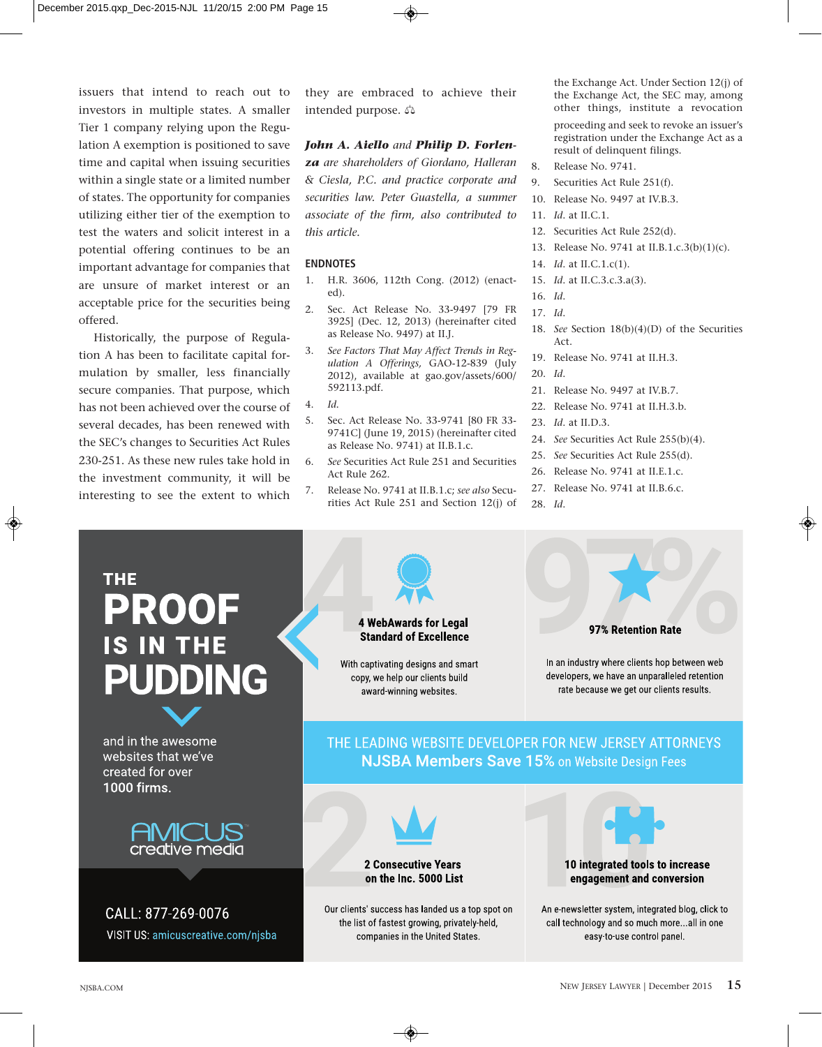issuers that intend to reach out to investors in multiple states. A smaller Tier 1 company relying upon the Regulation A exemption is positioned to save time and capital when issuing securities within a single state or a limited number of states. The opportunity for companies utilizing either tier of the exemption to test the waters and solicit interest in a potential offering continues to be an important advantage for companies that are unsure of market interest or an acceptable price for the securities being offered.

Historically, the purpose of Regulation A has been to facilitate capital formulation by smaller, less financially secure companies. That purpose, which has not been achieved over the course of several decades, has been renewed with the SEC's changes to Securities Act Rules 230-251. As these new rules take hold in the investment community, it will be interesting to see the extent to which they are embraced to achieve their intended purpose. ⚖

***John A. Aiello*** *and* ***Philip D. Forlenza*** *are shareholders of Giordano, Halleran & Ciesla, P.C. and practice corporate and securities law. Peter Guastella, a summer associate of the firm, also contributed to this article.*

## ENDNOTES

1. H.R. 3606, 112th Cong. (2012) (enacted).
2. Sec. Act Release No. 33-9497 [79 FR 3925] (Dec. 12, 2013) (hereinafter cited as Release No. 9497) at II.J.
3. *See Factors That May Affect Trends in Regulation A Offerings,* GAO-12-839 (July 2012), available at gao.gov/assets/600/592113.pdf.
4. *Id.*
5. Sec. Act Release No. 33-9741 [80 FR 33-9741C] (June 19, 2015) (hereinafter cited as Release No. 9741) at II.B.1.c.
6. *See* Securities Act Rule 251 and Securities Act Rule 262.
7. Release No. 9741 at II.B.1.c; *see also* Securities Act Rule 251 and Section 12(j) of the Exchange Act. Under Section 12(j) of the Exchange Act, the SEC may, among other things, institute a revocation proceeding and seek to revoke an issuer's registration under the Exchange Act as a result of delinquent filings.
8. Release No. 9741.
9. Securities Act Rule 251(f).
10. Release No. 9497 at IV.B.3.
11. *Id.* at II.C.1.
12. Securities Act Rule 252(d).
13. Release No. 9741 at II.B.1.c.3(b)(1)(c).
14. *Id.* at II.C.1.c(1).
15. *Id.* at II.C.3.c.3.a(3).
16. *Id.*
17. *Id.*
18. *See* Section 18(b)(4)(D) of the Securities Act.
19. Release No. 9741 at II.H.3.
20. *Id.*
21. Release No. 9497 at IV.B.7.
22. Release No. 9741 at II.H.3.b.
23. *Id.* at II.D.3.
24. *See* Securities Act Rule 255(b)(4).
25. *See* Securities Act Rule 255(d).
26. Release No. 9741 at II.E.1.c.
27. Release No. 9741 at II.B.6.c.
28. *Id.*

THE PROOF IS IN THE PUDDING

and in the awesome websites that we've created for over **1000 firms.**

AMICUS creative media

CALL: 877-269-0076

VISIT US: amicuscreative.com/njsba

**4 WebAwards for Legal Standard of Excellence**

With captivating designs and smart copy, we help our clients build award-winning websites.

**97% Retention Rate**

In an industry where clients hop between web developers, we have an unparalleled retention rate because we get our clients results.

THE LEADING WEBSITE DEVELOPER FOR NEW JERSEY ATTORNEYS

**NJSBA Members Save 15%** on Website Design Fees

**2 Consecutive Years on the Inc. 5000 List**

Our clients' success has landed us a top spot on the list of fastest growing, privately-held, companies in the United States.

**10 integrated tools to increase engagement and conversion**

An e-newsletter system, integrated blog, click to call technology and so much more...all in one easy-to-use control panel.